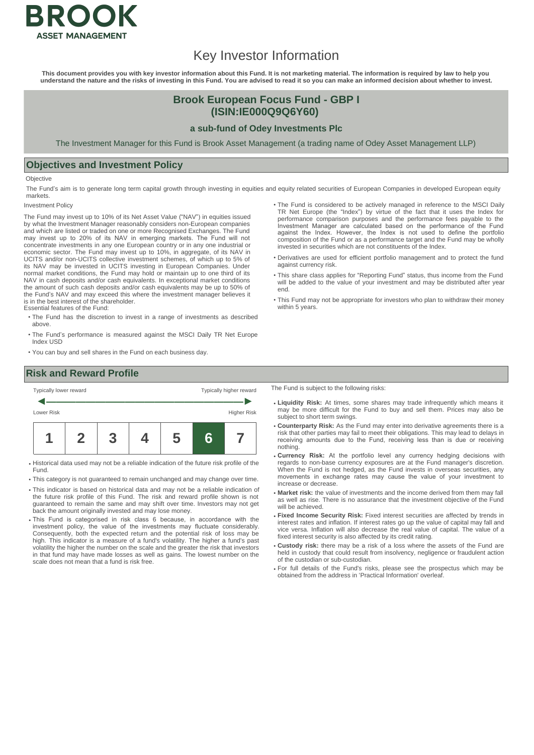**BROOK**
**ASSET MANAGEMENT**

# Key Investor Information

**This document provides you with key investor information about this Fund. It is not marketing material. The information is required by law to help you understand the nature and the risks of investing in this Fund. You are advised to read it so you can make an informed decision about whether to invest.**

## Brook European Focus Fund - GBP I (ISIN:IE000Q9Q6Y60)

### a sub-fund of Odey Investments Plc

The Investment Manager for this Fund is Brook Asset Management (a trading name of Odey Asset Management LLP)

## Objectives and Investment Policy

Objective

The Fund's aim is to generate long term capital growth through investing in equities and equity related securities of European Companies in developed European equity markets.

Investment Policy

The Fund may invest up to 10% of its Net Asset Value ("NAV") in equities issued by what the Investment Manager reasonably considers non-European companies and which are listed or traded on one or more Recognised Exchanges. The Fund may invest up to 20% of its NAV in emerging markets. The Fund will not concentrate investments in any one European country or in any one industrial or economic sector. The Fund may invest up to 10%, in aggregate, of its NAV in UCITS and/or non-UCITS collective investment schemes, of which up to 5% of its NAV may be invested in UCITS investing in European Companies. Under normal market conditions, the Fund may hold or maintain up to one third of its NAV in cash deposits and/or cash equivalents. In exceptional market conditions the amount of such cash deposits and/or cash equivalents may be up to 50% of the Fund's NAV and may exceed this where the investment manager believes it is in the best interest of the shareholder.

Essential features of the Fund:

- The Fund has the discretion to invest in a range of investments as described above.
- The Fund's performance is measured against the MSCI Daily TR Net Europe Index USD
- You can buy and sell shares in the Fund on each business day.
- The Fund is considered to be actively managed in reference to the MSCI Daily TR Net Europe (the "Index") by virtue of the fact that it uses the Index for performance comparison purposes and the performance fees payable to the Investment Manager are calculated based on the performance of the Fund against the Index. However, the Index is not used to define the portfolio composition of the Fund or as a performance target and the Fund may be wholly invested in securities which are not constituents of the Index.
- Derivatives are used for efficient portfolio management and to protect the fund against currency risk.
- This share class applies for "Reporting Fund" status, thus income from the Fund will be added to the value of your investment and may be distributed after year end.
- This Fund may not be appropriate for investors who plan to withdraw their money within 5 years.

## Risk and Reward Profile

Typically lower reward — Typically higher reward

Lower Risk — Higher Risk

| 1 | 2 | 3 | 4 | 5 | **6** | 7 |
|---|---|---|---|---|---|---|

- Historical data used may not be a reliable indication of the future risk profile of the Fund.
- This category is not guaranteed to remain unchanged and may change over time.
- This indicator is based on historical data and may not be a reliable indication of the future risk profile of this Fund. The risk and reward profile shown is not guaranteed to remain the same and may shift over time. Investors may not get back the amount originally invested and may lose money.
- This Fund is categorised in risk class 6 because, in accordance with the investment policy, the value of the investments may fluctuate considerably. Consequently, both the expected return and the potential risk of loss may be high. This indicator is a measure of a fund's volatility. The higher a fund's past volatility the higher the number on the scale and the greater the risk that investors in that fund may have made losses as well as gains. The lowest number on the scale does not mean that a fund is risk free.

The Fund is subject to the following risks:

- **Liquidity Risk:** At times, some shares may trade infrequently which means it may be more difficult for the Fund to buy and sell them. Prices may also be subject to short term swings.
- **Counterparty Risk:** As the Fund may enter into derivative agreements there is a risk that other parties may fail to meet their obligations. This may lead to delays in receiving amounts due to the Fund, receiving less than is due or receiving nothing.
- **Currency Risk:** At the portfolio level any currency hedging decisions with regards to non-base currency exposures are at the Fund manager's discretion. When the Fund is not hedged, as the Fund invests in overseas securities, any movements in exchange rates may cause the value of your investment to increase or decrease.
- **Market risk:** the value of investments and the income derived from them may fall as well as rise. There is no assurance that the investment objective of the Fund will be achieved.
- **Fixed Income Security Risk:** Fixed interest securities are affected by trends in interest rates and inflation. If interest rates go up the value of capital may fall and vice versa. Inflation will also decrease the real value of capital. The value of a fixed interest security is also affected by its credit rating.
- **Custody risk:** there may be a risk of a loss where the assets of the Fund are held in custody that could result from insolvency, negligence or fraudulent action of the custodian or sub-custodian.
- For full details of the Fund's risks, please see the prospectus which may be obtained from the address in 'Practical Information' overleaf.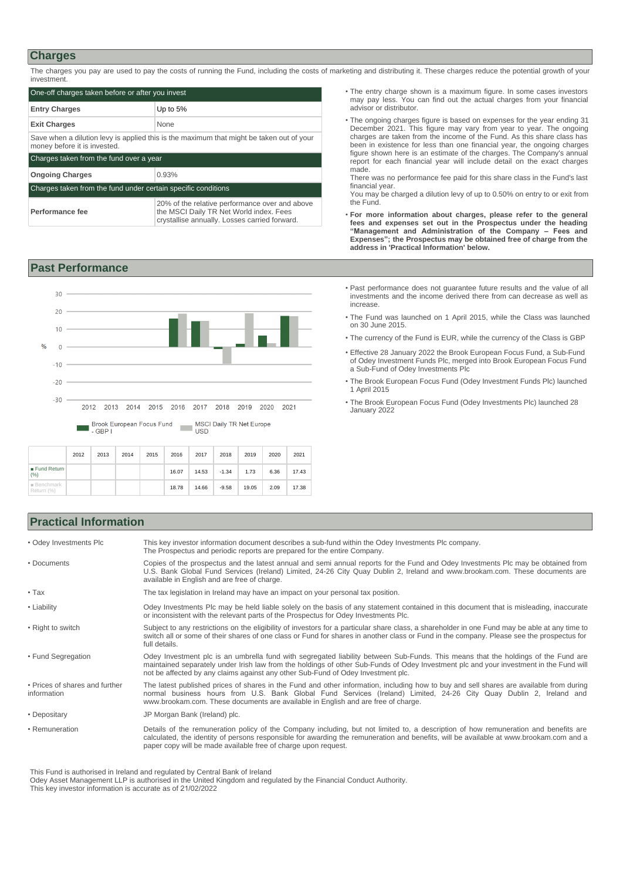## Charges

The charges you pay are used to pay the costs of running the Fund, including the costs of marketing and distributing it. These charges reduce the potential growth of your investment.

| One-off charges taken before or after you invest | |
|---|---|
| **Entry Charges** | Up to 5% |
| **Exit Charges** | None |
| Save when a dilution levy is applied this is the maximum that might be taken out of your money before it is invested. | |
| **Charges taken from the fund over a year** | |
| **Ongoing Charges** | 0.93% |
| **Charges taken from the fund under certain specific conditions** | |
| **Performance fee** | 20% of the relative performance over and above the MSCI Daily TR Net World index. Fees crystallise annually. Losses carried forward. |

- The entry charge shown is a maximum figure. In some cases investors may pay less. You can find out the actual charges from your financial advisor or distributor.
- The ongoing charges figure is based on expenses for the year ending 31 December 2021. This figure may vary from year to year. The ongoing charges are taken from the income of the Fund. As this share class has been in existence for less than one financial year, the ongoing charges figure shown here is an estimate of the charges. The Company's annual report for each financial year will include detail on the exact charges made.
  There was no performance fee paid for this share class in the Fund's last financial year.
  You may be charged a dilution levy of up to 0.50% on entry to or exit from the Fund.
- **For more information about charges, please refer to the general fees and expenses set out in the Prospectus under the heading "Management and Administration of the Company – Fees and Expenses"; the Prospectus may be obtained free of charge from the address in 'Practical Information' below.**

## Past Performance

30
20
10
% 0
-10
-20
-30
2012 2013 2014 2015 2016 2017 2018 2019 2020 2021
Brook European Focus Fund - GBP I
MSCI Daily TR Net Europe USD

| | 2012 | 2013 | 2014 | 2015 | 2016 | 2017 | 2018 | 2019 | 2020 | 2021 |
|---|---|---|---|---|---|---|---|---|---|---|
| Fund Return (%) | | | | | 16.07 | 14.53 | -1.34 | 1.73 | 6.36 | 17.43 |
| Benchmark Return (%) | | | | | 18.78 | 14.66 | -9.58 | 19.05 | 2.09 | 17.38 |

- Past performance does not guarantee future results and the value of all investments and the income derived there from can decrease as well as increase.
- The Fund was launched on 1 April 2015, while the Class was launched on 30 June 2015.
- The currency of the Fund is EUR, while the currency of the Class is GBP
- Effective 28 January 2022 the Brook European Focus Fund, a Sub-Fund of Odey Investment Funds Plc, merged into Brook European Focus Fund a Sub-Fund of Odey Investments Plc
- The Brook European Focus Fund (Odey Investment Funds Plc) launched 1 April 2015
- The Brook European Focus Fund (Odey Investments Plc) launched 28 January 2022

## Practical Information

| | |
|---|---|
| • Odey Investments Plc | This key investor information document describes a sub-fund within the Odey Investments Plc company. The Prospectus and periodic reports are prepared for the entire Company. |
| • Documents | Copies of the prospectus and the latest annual and semi annual reports for the Fund and Odey Investments Plc may be obtained from U.S. Bank Global Fund Services (Ireland) Limited, 24-26 City Quay Dublin 2, Ireland and www.brookam.com. These documents are available in English and are free of charge. |
| • Tax | The tax legislation in Ireland may have an impact on your personal tax position. |
| • Liability | Odey Investments Plc may be held liable solely on the basis of any statement contained in this document that is misleading, inaccurate or inconsistent with the relevant parts of the Prospectus for Odey Investments Plc. |
| • Right to switch | Subject to any restrictions on the eligibility of investors for a particular share class, a shareholder in one Fund may be able at any time to switch all or some of their shares of one class or Fund for shares in another class or Fund in the company. Please see the prospectus for full details. |
| • Fund Segregation | Odey Investment plc is an umbrella fund with segregated liability between Sub-Funds. This means that the holdings of the Fund are maintained separately under Irish law from the holdings of other Sub-Funds of Odey Investment plc and your investment in the Fund will not be affected by any claims against any other Sub-Fund of Odey Investment plc. |
| • Prices of shares and further information | The latest published prices of shares in the Fund and other information, including how to buy and sell shares are available from during normal business hours from U.S. Bank Global Fund Services (Ireland) Limited, 24-26 City Quay Dublin 2, Ireland and www.brookam.com. These documents are available in English and are free of charge. |
| • Depositary | JP Morgan Bank (Ireland) plc. |
| • Remuneration | Details of the remuneration policy of the Company including, but not limited to, a description of how remuneration and benefits are calculated, the identity of persons responsible for awarding the remuneration and benefits, will be available at www.brookam.com and a paper copy will be made available free of charge upon request. |

This Fund is authorised in Ireland and regulated by Central Bank of Ireland
Odey Asset Management LLP is authorised in the United Kingdom and regulated by the Financial Conduct Authority.
This key investor information is accurate as of 21/02/2022